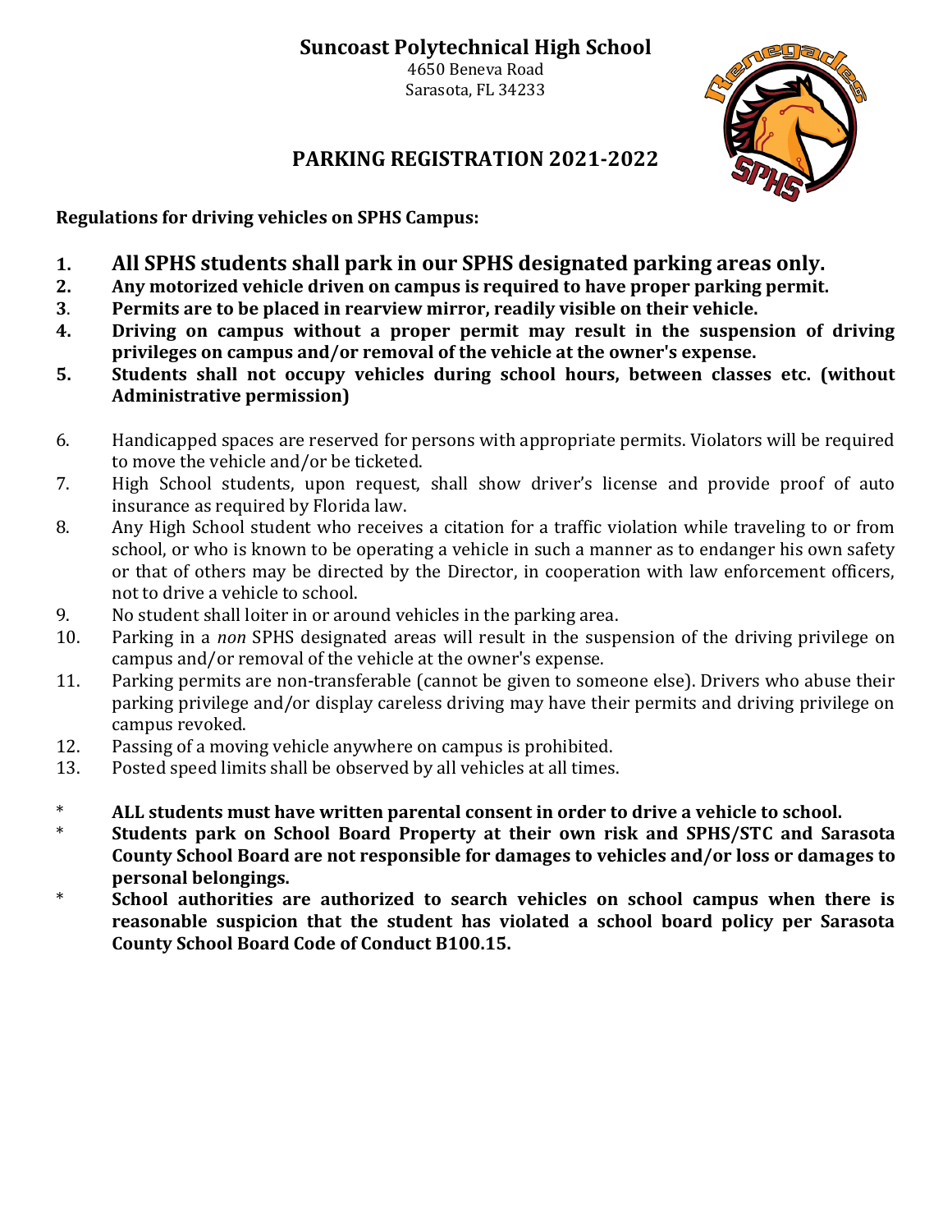# Suncoast Polytechnical High School

4650 Beneva Road
Sarasota, FL 34233

## PARKING REGISTRATION 2021-2022

**Regulations for driving vehicles on SPHS Campus:**

1. **All SPHS students shall park in our SPHS designated parking areas only.**
2. **Any motorized vehicle driven on campus is required to have proper parking permit.**
3. **Permits are to be placed in rearview mirror, readily visible on their vehicle.**
4. **Driving on campus without a proper permit may result in the suspension of driving privileges on campus and/or removal of the vehicle at the owner's expense.**
5. **Students shall not occupy vehicles during school hours, between classes etc. (without Administrative permission)**
6. Handicapped spaces are reserved for persons with appropriate permits. Violators will be required to move the vehicle and/or be ticketed.
7. High School students, upon request, shall show driver's license and provide proof of auto insurance as required by Florida law.
8. Any High School student who receives a citation for a traffic violation while traveling to or from school, or who is known to be operating a vehicle in such a manner as to endanger his own safety or that of others may be directed by the Director, in cooperation with law enforcement officers, not to drive a vehicle to school.
9. No student shall loiter in or around vehicles in the parking area.
10. Parking in a *non* SPHS designated areas will result in the suspension of the driving privilege on campus and/or removal of the vehicle at the owner's expense.
11. Parking permits are non-transferable (cannot be given to someone else). Drivers who abuse their parking privilege and/or display careless driving may have their permits and driving privilege on campus revoked.
12. Passing of a moving vehicle anywhere on campus is prohibited.
13. Posted speed limits shall be observed by all vehicles at all times.

\* **ALL students must have written parental consent in order to drive a vehicle to school.**

\* **Students park on School Board Property at their own risk and SPHS/STC and Sarasota County School Board are not responsible for damages to vehicles and/or loss or damages to personal belongings.**

\* **School authorities are authorized to search vehicles on school campus when there is reasonable suspicion that the student has violated a school board policy per Sarasota County School Board Code of Conduct B100.15.**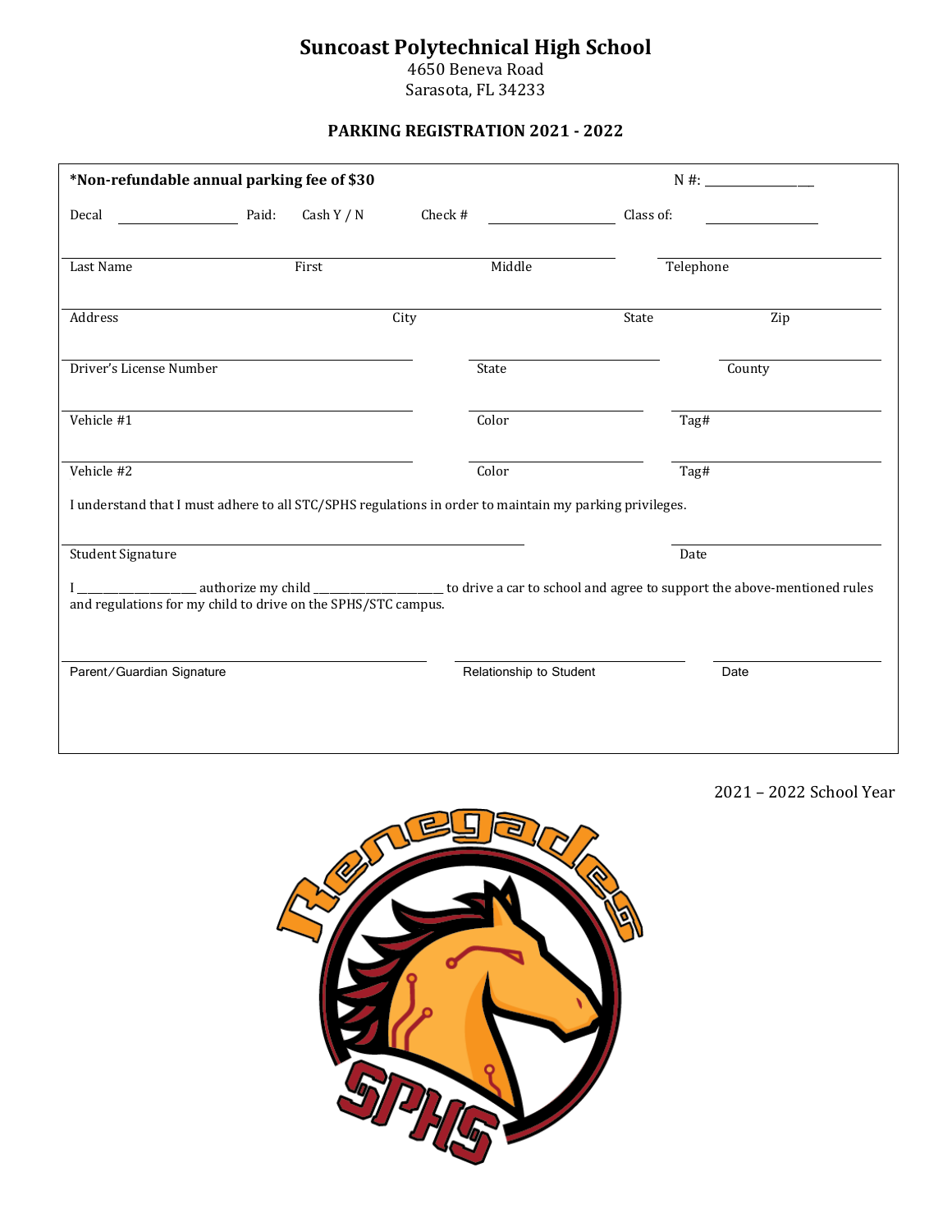# Suncoast Polytechnical High School

4650 Beneva Road
Sarasota, FL 34233

## PARKING REGISTRATION 2021 - 2022

**\*Non-refundable annual parking fee of $30**

N #: ________________

Decal ________________ Paid: Cash Y / N Check # ________________ Class of: ________________

________________________________________________ ________________
Last Name First Middle Telephone

________________________________________________
Address City State Zip

________________________ ________________ ________________
Driver's License Number State County

________________________ ________________ ________________
Vehicle #1 Color Tag#

________________________ ________________ ________________
Vehicle #2 Color Tag#

I understand that I must adhere to all STC/SPHS regulations in order to maintain my parking privileges.

________________________________________ ________________
Student Signature Date

I ___________________ authorize my child _____________________ to drive a car to school and agree to support the above-mentioned rules and regulations for my child to drive on the SPHS/STC campus.

________________________ ________________ ________________
Parent/Guardian Signature Relationship to Student Date

2021 – 2022 School Year

Renegades SPHS